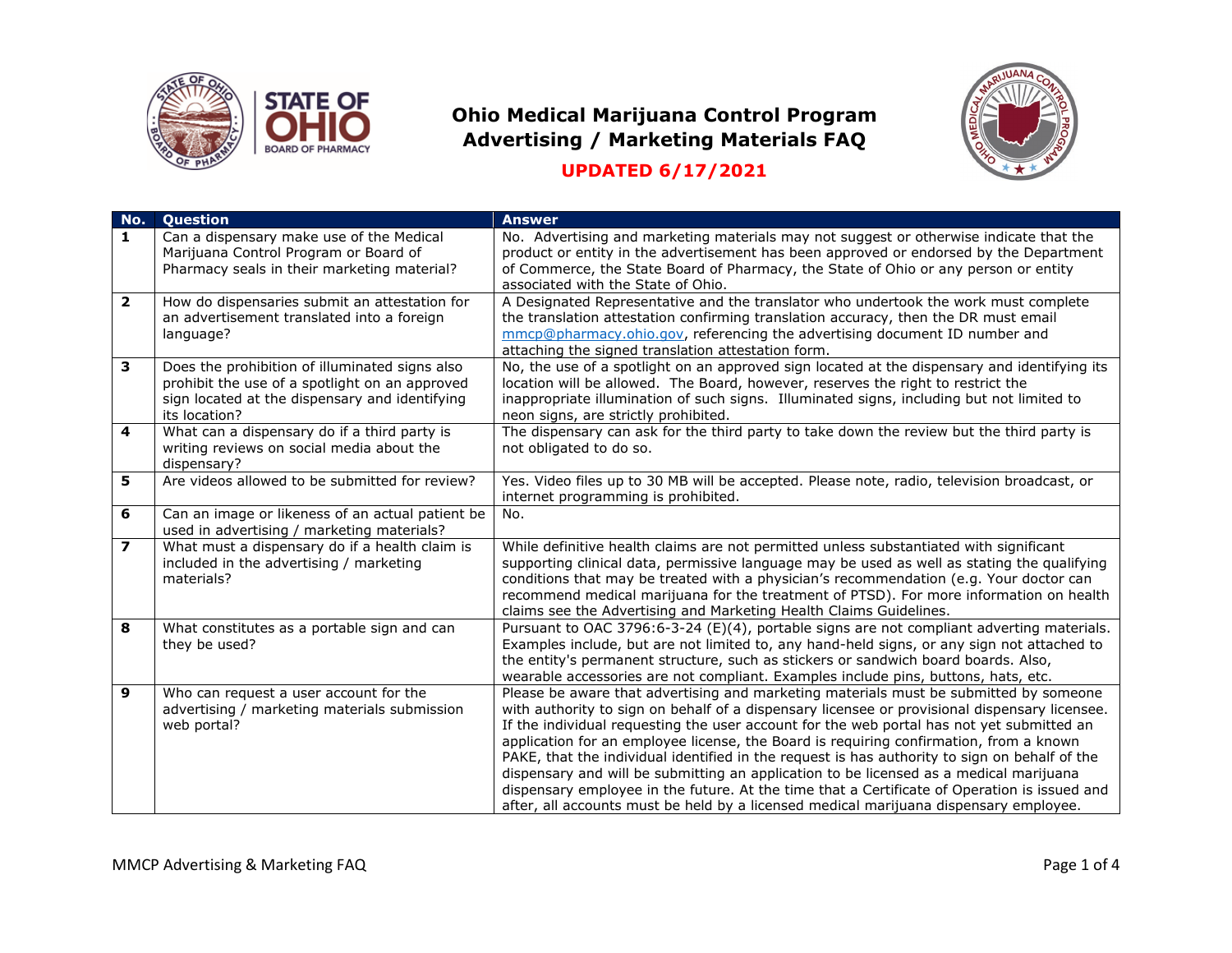# Ohio Medical Marijuana Control Program Advertising / Marketing Materials FAQ

**UPDATED 6/17/2021**

| No. | Question | Answer |
|---|---|---|
| **1** | Can a dispensary make use of the Medical Marijuana Control Program or Board of Pharmacy seals in their marketing material? | No. Advertising and marketing materials may not suggest or otherwise indicate that the product or entity in the advertisement has been approved or endorsed by the Department of Commerce, the State Board of Pharmacy, the State of Ohio or any person or entity associated with the State of Ohio. |
| **2** | How do dispensaries submit an attestation for an advertisement translated into a foreign language? | A Designated Representative and the translator who undertook the work must complete the translation attestation confirming translation accuracy, then the DR must email mmcp@pharmacy.ohio.gov, referencing the advertising document ID number and attaching the signed translation attestation form. |
| **3** | Does the prohibition of illuminated signs also prohibit the use of a spotlight on an approved sign located at the dispensary and identifying its location? | No, the use of a spotlight on an approved sign located at the dispensary and identifying its location will be allowed. The Board, however, reserves the right to restrict the inappropriate illumination of such signs. Illuminated signs, including but not limited to neon signs, are strictly prohibited. |
| **4** | What can a dispensary do if a third party is writing reviews on social media about the dispensary? | The dispensary can ask for the third party to take down the review but the third party is not obligated to do so. |
| **5** | Are videos allowed to be submitted for review? | Yes. Video files up to 30 MB will be accepted. Please note, radio, television broadcast, or internet programming is prohibited. |
| **6** | Can an image or likeness of an actual patient be used in advertising / marketing materials? | No. |
| **7** | What must a dispensary do if a health claim is included in the advertising / marketing materials? | While definitive health claims are not permitted unless substantiated with significant supporting clinical data, permissive language may be used as well as stating the qualifying conditions that may be treated with a physician's recommendation (e.g. Your doctor can recommend medical marijuana for the treatment of PTSD). For more information on health claims see the Advertising and Marketing Health Claims Guidelines. |
| **8** | What constitutes as a portable sign and can they be used? | Pursuant to OAC 3796:6-3-24 (E)(4), portable signs are not compliant adverting materials. Examples include, but are not limited to, any hand-held signs, or any sign not attached to the entity's permanent structure, such as stickers or sandwich board boards. Also, wearable accessories are not compliant. Examples include pins, buttons, hats, etc. |
| **9** | Who can request a user account for the advertising / marketing materials submission web portal? | Please be aware that advertising and marketing materials must be submitted by someone with authority to sign on behalf of a dispensary licensee or provisional dispensary licensee. If the individual requesting the user account for the web portal has not yet submitted an application for an employee license, the Board is requiring confirmation, from a known PAKE, that the individual identified in the request is has authority to sign on behalf of the dispensary and will be submitting an application to be licensed as a medical marijuana dispensary employee in the future. At the time that a Certificate of Operation is issued and after, all accounts must be held by a licensed medical marijuana dispensary employee. |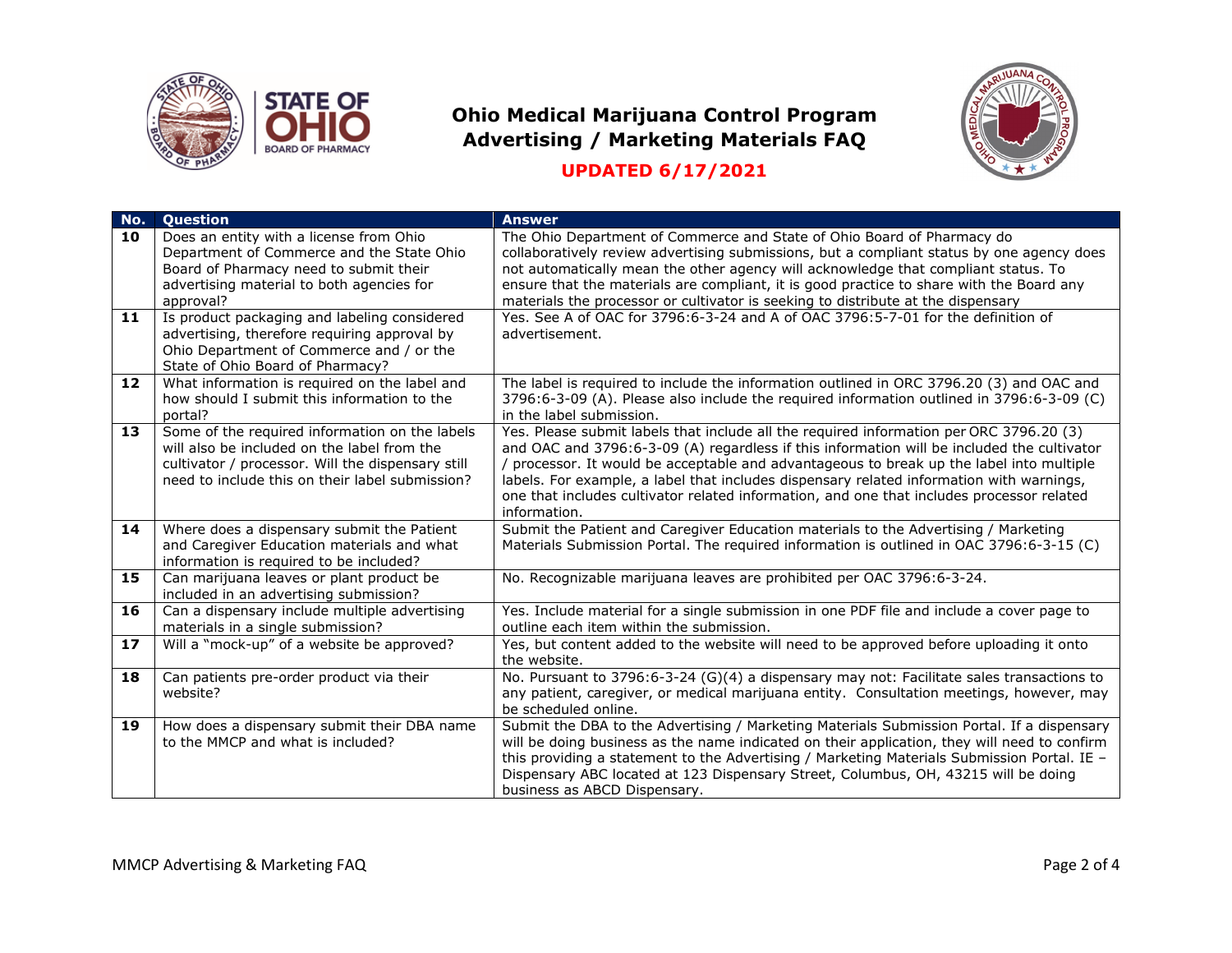# Ohio Medical Marijuana Control Program Advertising / Marketing Materials FAQ

**UPDATED 6/17/2021**

| No. | Question | Answer |
|---|---|---|
| **10** | Does an entity with a license from Ohio Department of Commerce and the State Ohio Board of Pharmacy need to submit their advertising material to both agencies for approval? | The Ohio Department of Commerce and State of Ohio Board of Pharmacy do collaboratively review advertising submissions, but a compliant status by one agency does not automatically mean the other agency will acknowledge that compliant status. To ensure that the materials are compliant, it is good practice to share with the Board any materials the processor or cultivator is seeking to distribute at the dispensary |
| **11** | Is product packaging and labeling considered advertising, therefore requiring approval by Ohio Department of Commerce and / or the State of Ohio Board of Pharmacy? | Yes. See A of OAC for 3796:6-3-24 and A of OAC 3796:5-7-01 for the definition of advertisement. |
| **12** | What information is required on the label and how should I submit this information to the portal? | The label is required to include the information outlined in ORC 3796.20 (3) and OAC and 3796:6-3-09 (A). Please also include the required information outlined in 3796:6-3-09 (C) in the label submission. |
| **13** | Some of the required information on the labels will also be included on the label from the cultivator / processor. Will the dispensary still need to include this on their label submission? | Yes. Please submit labels that include all the required information per ORC 3796.20 (3) and OAC and 3796:6-3-09 (A) regardless if this information will be included the cultivator / processor. It would be acceptable and advantageous to break up the label into multiple labels. For example, a label that includes dispensary related information with warnings, one that includes cultivator related information, and one that includes processor related information. |
| **14** | Where does a dispensary submit the Patient and Caregiver Education materials and what information is required to be included? | Submit the Patient and Caregiver Education materials to the Advertising / Marketing Materials Submission Portal. The required information is outlined in OAC 3796:6-3-15 (C) |
| **15** | Can marijuana leaves or plant product be included in an advertising submission? | No. Recognizable marijuana leaves are prohibited per OAC 3796:6-3-24. |
| **16** | Can a dispensary include multiple advertising materials in a single submission? | Yes. Include material for a single submission in one PDF file and include a cover page to outline each item within the submission. |
| **17** | Will a "mock-up" of a website be approved? | Yes, but content added to the website will need to be approved before uploading it onto the website. |
| **18** | Can patients pre-order product via their website? | No. Pursuant to 3796:6-3-24 (G)(4) a dispensary may not: Facilitate sales transactions to any patient, caregiver, or medical marijuana entity. Consultation meetings, however, may be scheduled online. |
| **19** | How does a dispensary submit their DBA name to the MMCP and what is included? | Submit the DBA to the Advertising / Marketing Materials Submission Portal. If a dispensary will be doing business as the name indicated on their application, they will need to confirm this providing a statement to the Advertising / Marketing Materials Submission Portal. IE – Dispensary ABC located at 123 Dispensary Street, Columbus, OH, 43215 will be doing business as ABCD Dispensary. |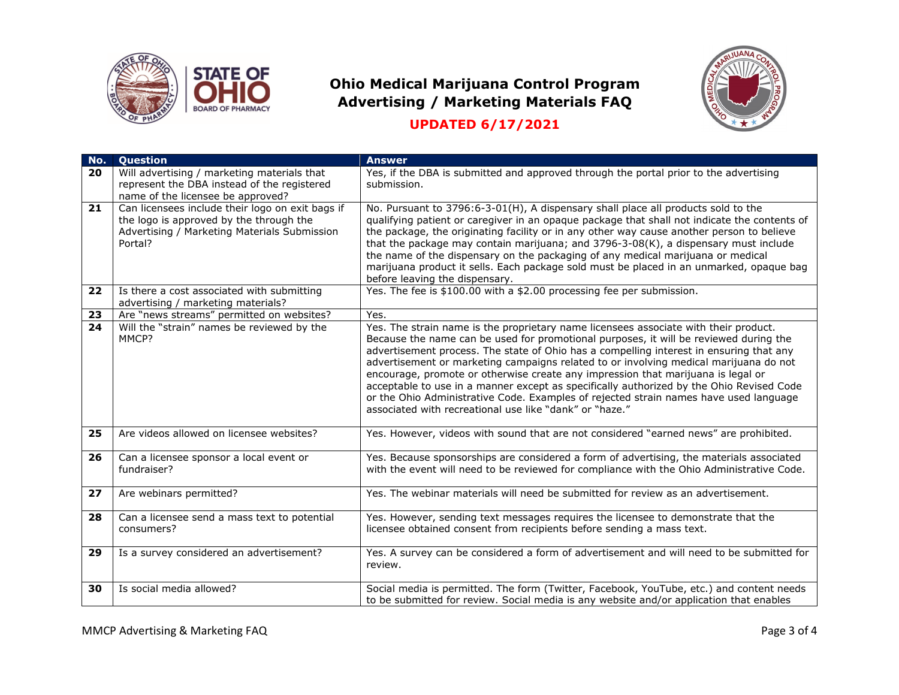# Ohio Medical Marijuana Control Program Advertising / Marketing Materials FAQ

**UPDATED 6/17/2021**

| No. | Question | Answer |
|---|---|---|
| 20 | Will advertising / marketing materials that represent the DBA instead of the registered name of the licensee be approved? | Yes, if the DBA is submitted and approved through the portal prior to the advertising submission. |
| 21 | Can licensees include their logo on exit bags if the logo is approved by the through the Advertising / Marketing Materials Submission Portal? | No. Pursuant to 3796:6-3-01(H), A dispensary shall place all products sold to the qualifying patient or caregiver in an opaque package that shall not indicate the contents of the package, the originating facility or in any other way cause another person to believe that the package may contain marijuana; and 3796-3-08(K), a dispensary must include the name of the dispensary on the packaging of any medical marijuana or medical marijuana product it sells. Each package sold must be placed in an unmarked, opaque bag before leaving the dispensary. |
| 22 | Is there a cost associated with submitting advertising / marketing materials? | Yes. The fee is $100.00 with a $2.00 processing fee per submission. |
| 23 | Are "news streams" permitted on websites? | Yes. |
| 24 | Will the "strain" names be reviewed by the MMCP? | Yes. The strain name is the proprietary name licensees associate with their product. Because the name can be used for promotional purposes, it will be reviewed during the advertisement process. The state of Ohio has a compelling interest in ensuring that any advertisement or marketing campaigns related to or involving medical marijuana do not encourage, promote or otherwise create any impression that marijuana is legal or acceptable to use in a manner except as specifically authorized by the Ohio Revised Code or the Ohio Administrative Code. Examples of rejected strain names have used language associated with recreational use like "dank" or "haze." |
| 25 | Are videos allowed on licensee websites? | Yes. However, videos with sound that are not considered "earned news" are prohibited. |
| 26 | Can a licensee sponsor a local event or fundraiser? | Yes. Because sponsorships are considered a form of advertising, the materials associated with the event will need to be reviewed for compliance with the Ohio Administrative Code. |
| 27 | Are webinars permitted? | Yes. The webinar materials will need be submitted for review as an advertisement. |
| 28 | Can a licensee send a mass text to potential consumers? | Yes. However, sending text messages requires the licensee to demonstrate that the licensee obtained consent from recipients before sending a mass text. |
| 29 | Is a survey considered an advertisement? | Yes. A survey can be considered a form of advertisement and will need to be submitted for review. |
| 30 | Is social media allowed? | Social media is permitted. The form (Twitter, Facebook, YouTube, etc.) and content needs to be submitted for review. Social media is any website and/or application that enables |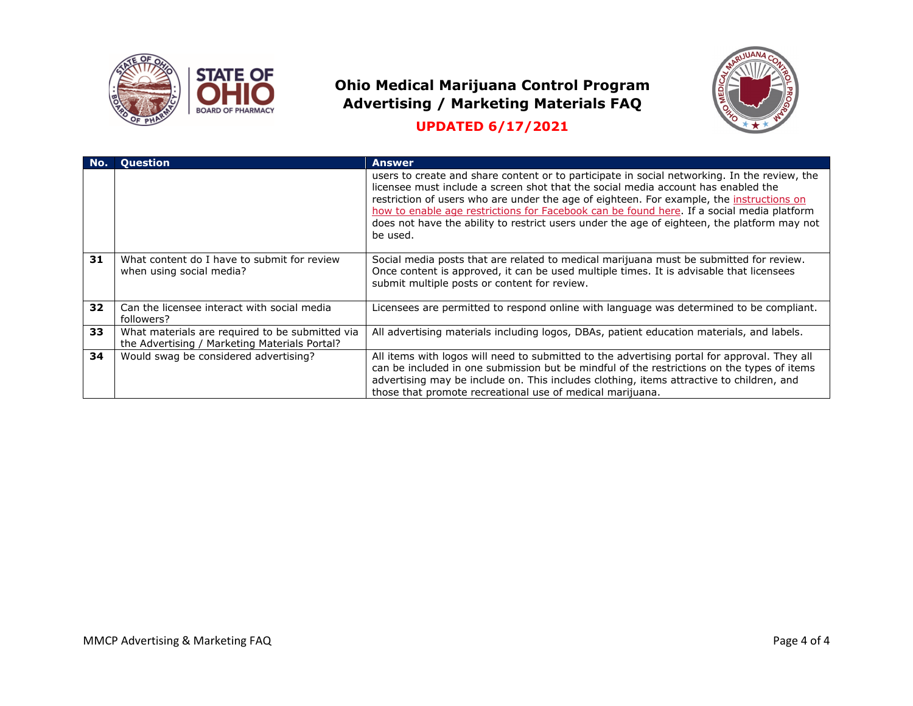# Ohio Medical Marijuana Control Program
# Advertising / Marketing Materials FAQ

**UPDATED 6/17/2021**

| No. | Question | Answer |
|---|---|---|
| | | users to create and share content or to participate in social networking. In the review, the licensee must include a screen shot that the social media account has enabled the restriction of users who are under the age of eighteen. For example, the instructions on how to enable age restrictions for Facebook can be found here. If a social media platform does not have the ability to restrict users under the age of eighteen, the platform may not be used. |
| **31** | What content do I have to submit for review when using social media? | Social media posts that are related to medical marijuana must be submitted for review. Once content is approved, it can be used multiple times. It is advisable that licensees submit multiple posts or content for review. |
| **32** | Can the licensee interact with social media followers? | Licensees are permitted to respond online with language was determined to be compliant. |
| **33** | What materials are required to be submitted via the Advertising / Marketing Materials Portal? | All advertising materials including logos, DBAs, patient education materials, and labels. |
| **34** | Would swag be considered advertising? | All items with logos will need to submitted to the advertising portal for approval. They all can be included in one submission but be mindful of the restrictions on the types of items advertising may be include on. This includes clothing, items attractive to children, and those that promote recreational use of medical marijuana. |